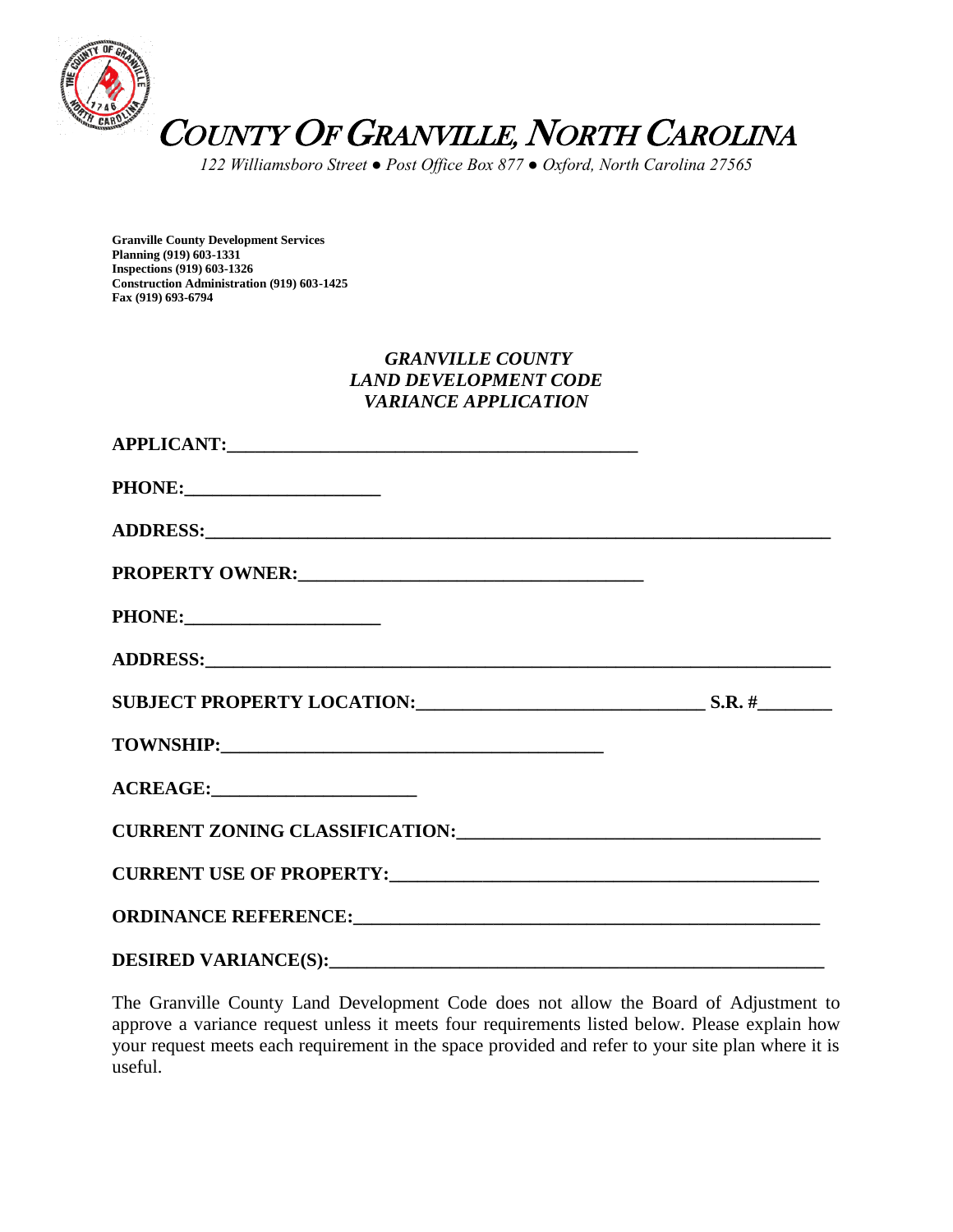# COUNTY OF GRANVILLE, NORTH CAROLINA

*122 Williamsboro Street ● Post Office Box 877 ● Oxford, North Carolina 27565*

**Granville County Development Services**
**Planning (919) 603-1331**
**Inspections (919) 603-1326**
**Construction Administration (919) 603-1425**
**Fax (919) 693-6794**

## *GRANVILLE COUNTY LAND DEVELOPMENT CODE VARIANCE APPLICATION*

**APPLICANT:**_____________________________________________

**PHONE:**_____________________

**ADDRESS:**____________________________________________________________________

**PROPERTY OWNER:**______________________________________

**PHONE:**_____________________

**ADDRESS:**____________________________________________________________________

**SUBJECT PROPERTY LOCATION:**________________________________ **S.R. #**________

**TOWNSHIP:**__________________________________________

**ACREAGE:**______________________

**CURRENT ZONING CLASSIFICATION:**_______________________________________

**CURRENT USE OF PROPERTY:**____________________________________________

**ORDINANCE REFERENCE:**_______________________________________________

**DESIRED VARIANCE(S):**_______________________________________________

The Granville County Land Development Code does not allow the Board of Adjustment to approve a variance request unless it meets four requirements listed below. Please explain how your request meets each requirement in the space provided and refer to your site plan where it is useful.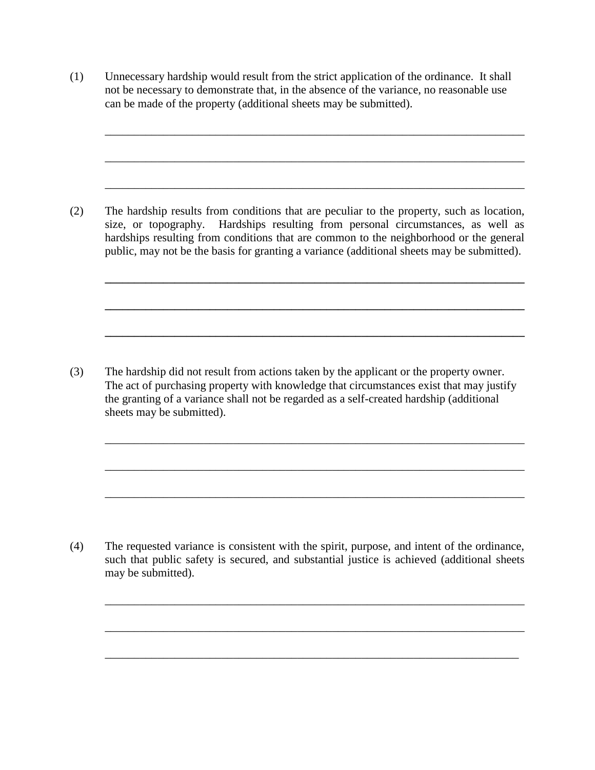(1) Unnecessary hardship would result from the strict application of the ordinance. It shall not be necessary to demonstrate that, in the absence of the variance, no reasonable use can be made of the property (additional sheets may be submitted).

\_\_\_\_\_\_\_\_\_\_\_\_\_\_\_\_\_\_\_\_\_\_\_\_\_\_\_\_\_\_\_\_\_\_\_\_\_\_\_\_\_\_\_\_\_\_\_\_\_\_\_\_\_\_\_\_\_\_\_\_\_\_\_\_\_\_\_\_\_\_

\_\_\_\_\_\_\_\_\_\_\_\_\_\_\_\_\_\_\_\_\_\_\_\_\_\_\_\_\_\_\_\_\_\_\_\_\_\_\_\_\_\_\_\_\_\_\_\_\_\_\_\_\_\_\_\_\_\_\_\_\_\_\_\_\_\_\_\_\_\_

\_\_\_\_\_\_\_\_\_\_\_\_\_\_\_\_\_\_\_\_\_\_\_\_\_\_\_\_\_\_\_\_\_\_\_\_\_\_\_\_\_\_\_\_\_\_\_\_\_\_\_\_\_\_\_\_\_\_\_\_\_\_\_\_\_\_\_\_\_\_

(2) The hardship results from conditions that are peculiar to the property, such as location, size, or topography. Hardships resulting from personal circumstances, as well as hardships resulting from conditions that are common to the neighborhood or the general public, may not be the basis for granting a variance (additional sheets may be submitted).

\_\_\_\_\_\_\_\_\_\_\_\_\_\_\_\_\_\_\_\_\_\_\_\_\_\_\_\_\_\_\_\_\_\_\_\_\_\_\_\_\_\_\_\_\_\_\_\_\_\_\_\_\_\_\_\_\_\_\_\_\_\_\_\_\_\_\_\_\_\_

\_\_\_\_\_\_\_\_\_\_\_\_\_\_\_\_\_\_\_\_\_\_\_\_\_\_\_\_\_\_\_\_\_\_\_\_\_\_\_\_\_\_\_\_\_\_\_\_\_\_\_\_\_\_\_\_\_\_\_\_\_\_\_\_\_\_\_\_\_\_

\_\_\_\_\_\_\_\_\_\_\_\_\_\_\_\_\_\_\_\_\_\_\_\_\_\_\_\_\_\_\_\_\_\_\_\_\_\_\_\_\_\_\_\_\_\_\_\_\_\_\_\_\_\_\_\_\_\_\_\_\_\_\_\_\_\_\_\_\_\_

(3) The hardship did not result from actions taken by the applicant or the property owner. The act of purchasing property with knowledge that circumstances exist that may justify the granting of a variance shall not be regarded as a self-created hardship (additional sheets may be submitted).

\_\_\_\_\_\_\_\_\_\_\_\_\_\_\_\_\_\_\_\_\_\_\_\_\_\_\_\_\_\_\_\_\_\_\_\_\_\_\_\_\_\_\_\_\_\_\_\_\_\_\_\_\_\_\_\_\_\_\_\_\_\_\_\_\_\_\_\_\_\_

\_\_\_\_\_\_\_\_\_\_\_\_\_\_\_\_\_\_\_\_\_\_\_\_\_\_\_\_\_\_\_\_\_\_\_\_\_\_\_\_\_\_\_\_\_\_\_\_\_\_\_\_\_\_\_\_\_\_\_\_\_\_\_\_\_\_\_\_\_\_

\_\_\_\_\_\_\_\_\_\_\_\_\_\_\_\_\_\_\_\_\_\_\_\_\_\_\_\_\_\_\_\_\_\_\_\_\_\_\_\_\_\_\_\_\_\_\_\_\_\_\_\_\_\_\_\_\_\_\_\_\_\_\_\_\_\_\_\_\_\_

(4) The requested variance is consistent with the spirit, purpose, and intent of the ordinance, such that public safety is secured, and substantial justice is achieved (additional sheets may be submitted).

\_\_\_\_\_\_\_\_\_\_\_\_\_\_\_\_\_\_\_\_\_\_\_\_\_\_\_\_\_\_\_\_\_\_\_\_\_\_\_\_\_\_\_\_\_\_\_\_\_\_\_\_\_\_\_\_\_\_\_\_\_\_\_\_\_\_\_\_\_\_

\_\_\_\_\_\_\_\_\_\_\_\_\_\_\_\_\_\_\_\_\_\_\_\_\_\_\_\_\_\_\_\_\_\_\_\_\_\_\_\_\_\_\_\_\_\_\_\_\_\_\_\_\_\_\_\_\_\_\_\_\_\_\_\_\_\_\_\_\_\_

\_\_\_\_\_\_\_\_\_\_\_\_\_\_\_\_\_\_\_\_\_\_\_\_\_\_\_\_\_\_\_\_\_\_\_\_\_\_\_\_\_\_\_\_\_\_\_\_\_\_\_\_\_\_\_\_\_\_\_\_\_\_\_\_\_\_\_\_\_\_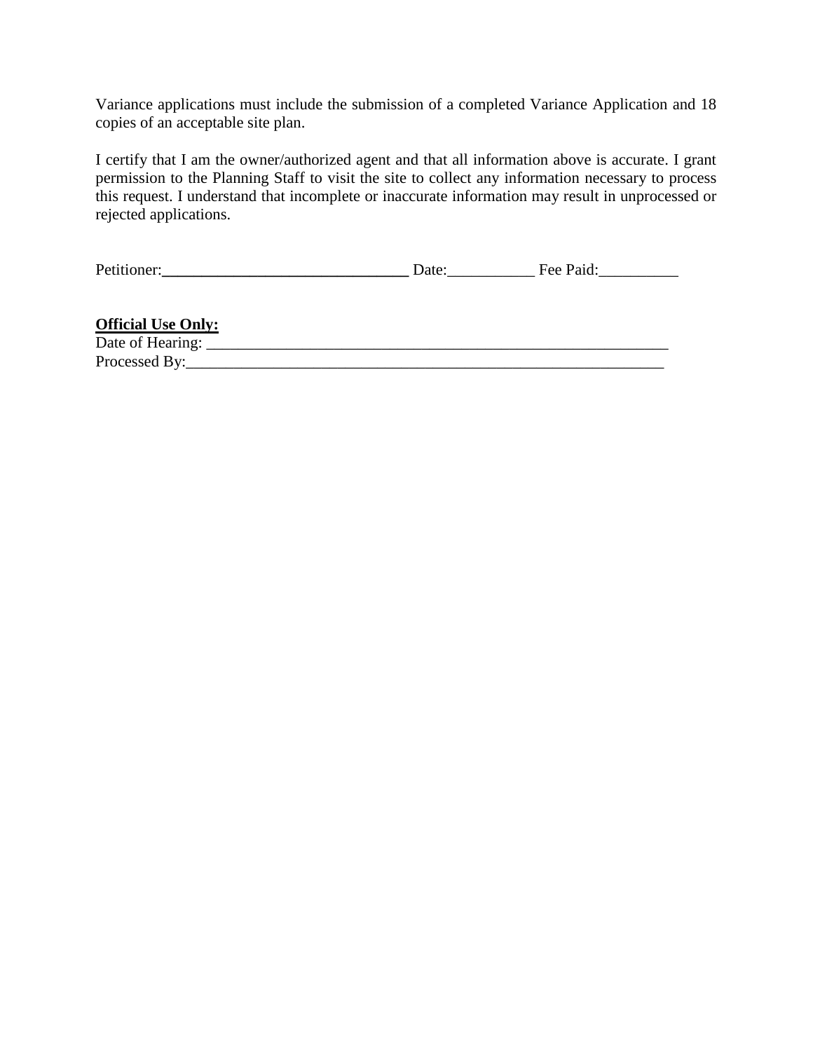Variance applications must include the submission of a completed Variance Application and 18 copies of an acceptable site plan.

I certify that I am the owner/authorized agent and that all information above is accurate. I grant permission to the Planning Staff to visit the site to collect any information necessary to process this request. I understand that incomplete or inaccurate information may result in unprocessed or rejected applications.

Petitioner:________________________________ Date:___________ Fee Paid:__________

**Official Use Only:**

Date of Hearing: ____________________________________________________________

Processed By:_______________________________________________________________